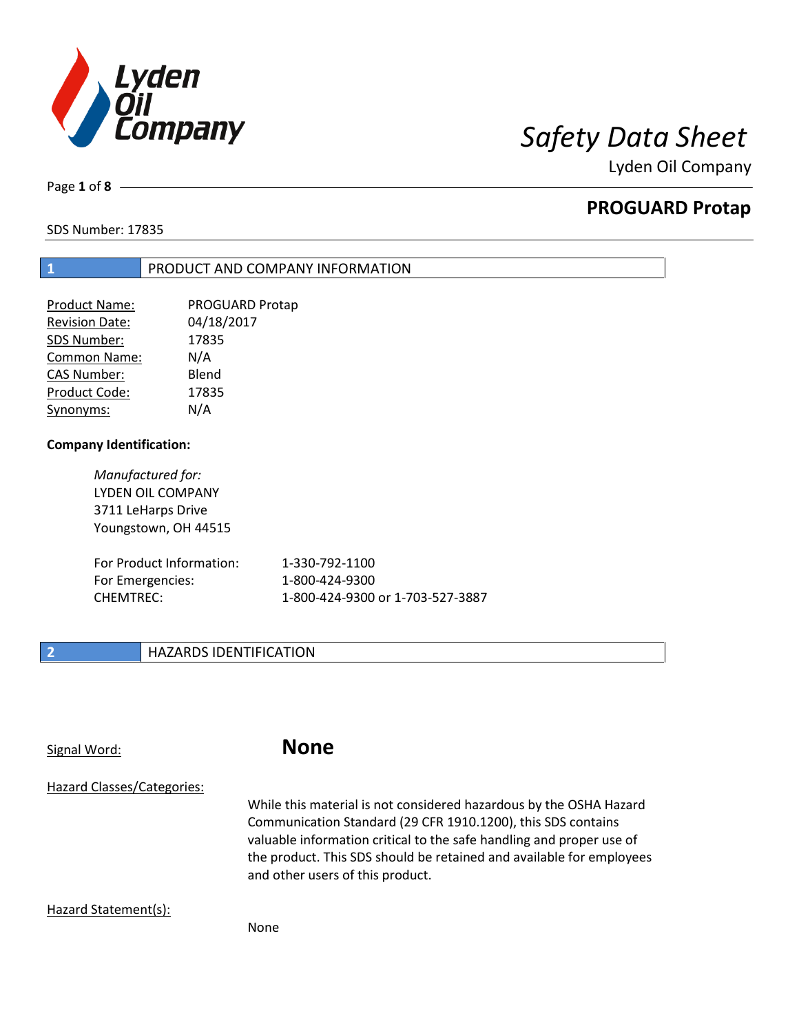# Safety Data Sheet

Lyden Oil Company

## PROGUARD Protap

SDS Number: 17835

## 1 PRODUCT AND COMPANY INFORMATION

| | |
|---|---|
| Product Name: | PROGUARD Protap |
| Revision Date: | 04/18/2017 |
| SDS Number: | 17835 |
| Common Name: | N/A |
| CAS Number: | Blend |
| Product Code: | 17835 |
| Synonyms: | N/A |

**Company Identification:**

*Manufactured for:*
LYDEN OIL COMPANY
3711 LeHarps Drive
Youngstown, OH 44515

| | |
|---|---|
| For Product Information: | 1-330-792-1100 |
| For Emergencies: | 1-800-424-9300 |
| CHEMTREC: | 1-800-424-9300 or 1-703-527-3887 |

## 2 HAZARDS IDENTIFICATION

Signal Word: **None**

Hazard Classes/Categories:

While this material is not considered hazardous by the OSHA Hazard Communication Standard (29 CFR 1910.1200), this SDS contains valuable information critical to the safe handling and proper use of the product. This SDS should be retained and available for employees and other users of this product.

Hazard Statement(s):

None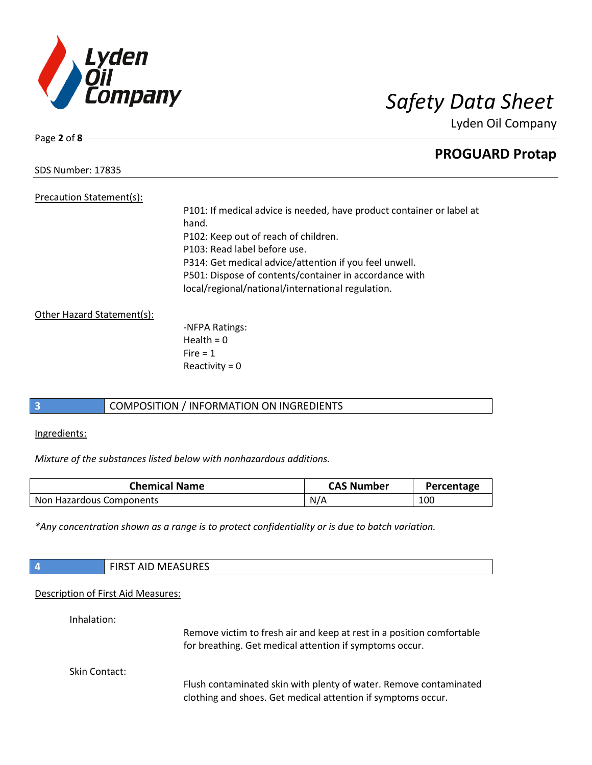SDS Number: 17835

Precation Statement(s):

P101: If medical advice is needed, have product container or label at hand.
P102: Keep out of reach of children.
P103: Read label before use.
P314: Get medical advice/attention if you feel unwell.
P501: Dispose of contents/container in accordance with local/regional/national/international regulation.

Other Hazard Statement(s):

-NFPA Ratings:
Health = 0
Fire = 1
Reactivity = 0

## 3 COMPOSITION / INFORMATION ON INGREDIENTS

Ingredients:

*Mixture of the substances listed below with nonhazardous additions.*

| Chemical Name | CAS Number | Percentage |
|---|---|---|
| Non Hazardous Components | N/A | 100 |

*\*Any concentration shown as a range is to protect confidentiality or is due to batch variation.*

## 4 FIRST AID MEASURES

Description of First Aid Measures:

Inhalation:

Remove victim to fresh air and keep at rest in a position comfortable for breathing. Get medical attention if symptoms occur.

Skin Contact:

Flush contaminated skin with plenty of water. Remove contaminated clothing and shoes. Get medical attention if symptoms occur.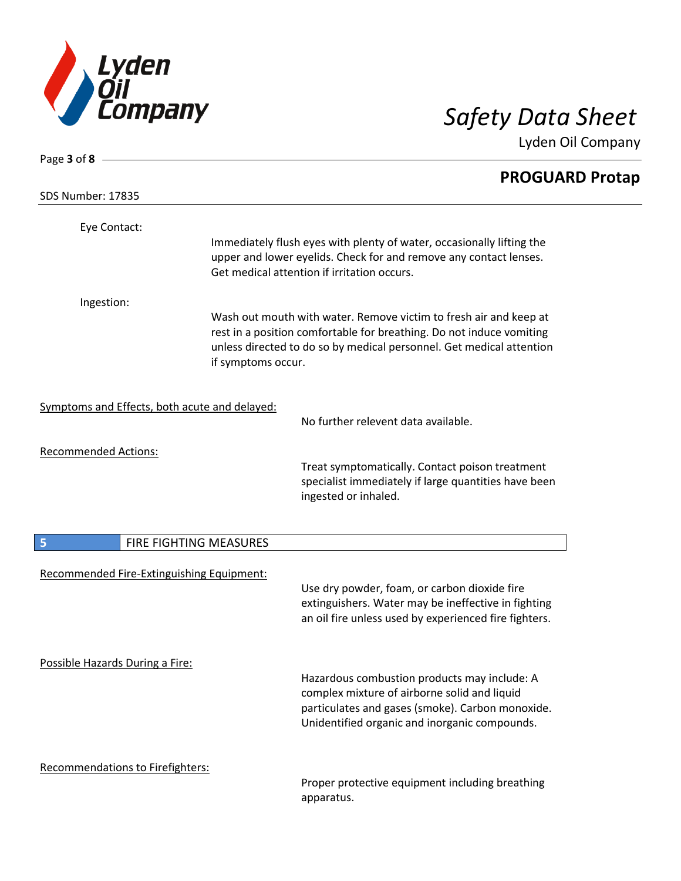Eye Contact:

Immediately flush eyes with plenty of water, occasionally lifting the upper and lower eyelids. Check for and remove any contact lenses. Get medical attention if irritation occurs.

Ingestion:

Wash out mouth with water. Remove victim to fresh air and keep at rest in a position comfortable for breathing. Do not induce vomiting unless directed to do so by medical personnel. Get medical attention if symptoms occur.

Symptoms and Effects, both acute and delayed:

No further relevent data available.

Recommended Actions:

Treat symptomatically. Contact poison treatment specialist immediately if large quantities have been ingested or inhaled.

## 5 FIRE FIGHTING MEASURES

Recommended Fire-Extinguishing Equipment:

Use dry powder, foam, or carbon dioxide fire extinguishers. Water may be ineffective in fighting an oil fire unless used by experienced fire fighters.

Possible Hazards During a Fire:

Hazardous combustion products may include: A complex mixture of airborne solid and liquid particulates and gases (smoke). Carbon monoxide. Unidentified organic and inorganic compounds.

Recommendations to Firefighters:

Proper protective equipment including breathing apparatus.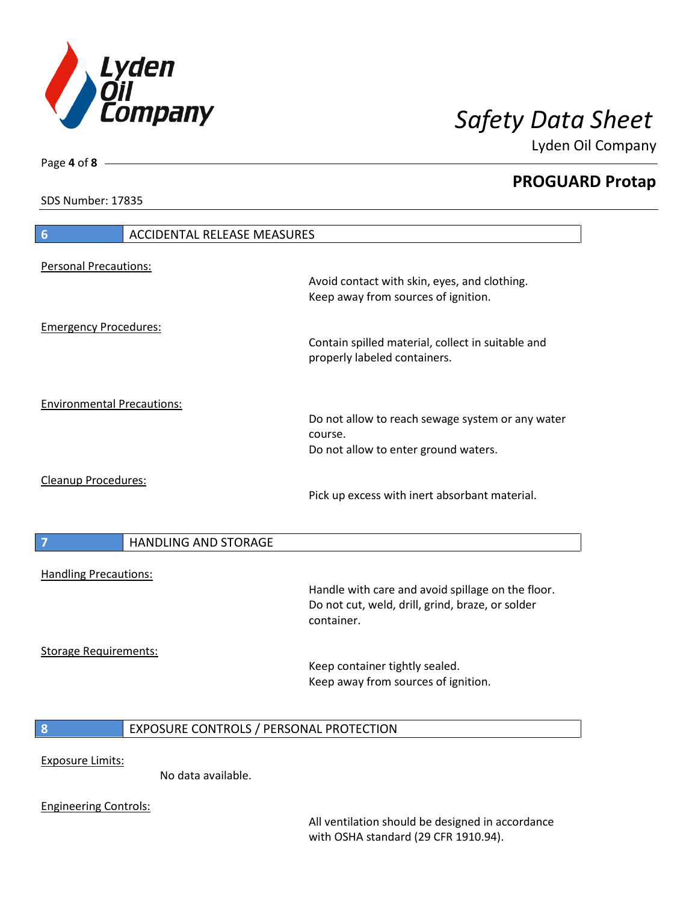## 6 ACCIDENTAL RELEASE MEASURES

**Personal Precautions:**

Avoid contact with skin, eyes, and clothing.
Keep away from sources of ignition.

**Emergency Procedures:**

Contain spilled material, collect in suitable and properly labeled containers.

**Environmental Precautions:**

Do not allow to reach sewage system or any water course.
Do not allow to enter ground waters.

**Cleanup Procedures:**

Pick up excess with inert absorbant material.

## 7 HANDLING AND STORAGE

**Handling Precautions:**

Handle with care and avoid spillage on the floor.
Do not cut, weld, drill, grind, braze, or solder container.

**Storage Requirements:**

Keep container tightly sealed.
Keep away from sources of ignition.

## 8 EXPOSURE CONTROLS / PERSONAL PROTECTION

**Exposure Limits:**

No data available.

**Engineering Controls:**

All ventilation should be designed in accordance with OSHA standard (29 CFR 1910.94).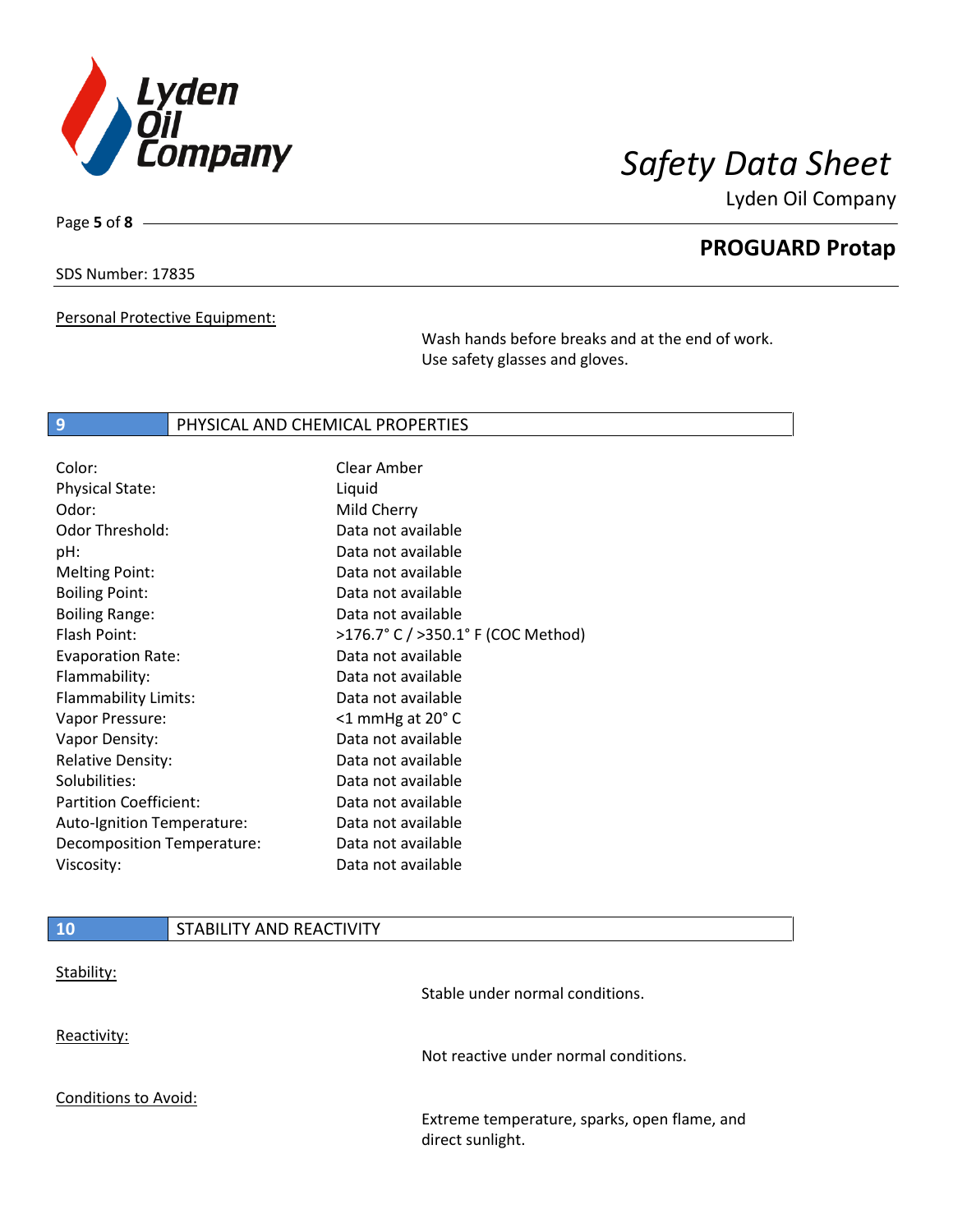SDS Number: 17835

Personal Protective Equipment:

Wash hands before breaks and at the end of work.
Use safety glasses and gloves.

## 9 PHYSICAL AND CHEMICAL PROPERTIES

| | |
|---|---|
| Color: | Clear Amber |
| Physical State: | Liquid |
| Odor: | Mild Cherry |
| Odor Threshold: | Data not available |
| pH: | Data not available |
| Melting Point: | Data not available |
| Boiling Point: | Data not available |
| Boiling Range: | Data not available |
| Flash Point: | >176.7° C / >350.1° F (COC Method) |
| Evaporation Rate: | Data not available |
| Flammability: | Data not available |
| Flammability Limits: | Data not available |
| Vapor Pressure: | <1 mmHg at 20° C |
| Vapor Density: | Data not available |
| Relative Density: | Data not available |
| Solubilities: | Data not available |
| Partition Coefficient: | Data not available |
| Auto-Ignition Temperature: | Data not available |
| Decomposition Temperature: | Data not available |
| Viscosity: | Data not available |

## 10 STABILITY AND REACTIVITY

Stability:

Stable under normal conditions.

Reactivity:

Not reactive under normal conditions.

Conditions to Avoid:

Extreme temperature, sparks, open flame, and direct sunlight.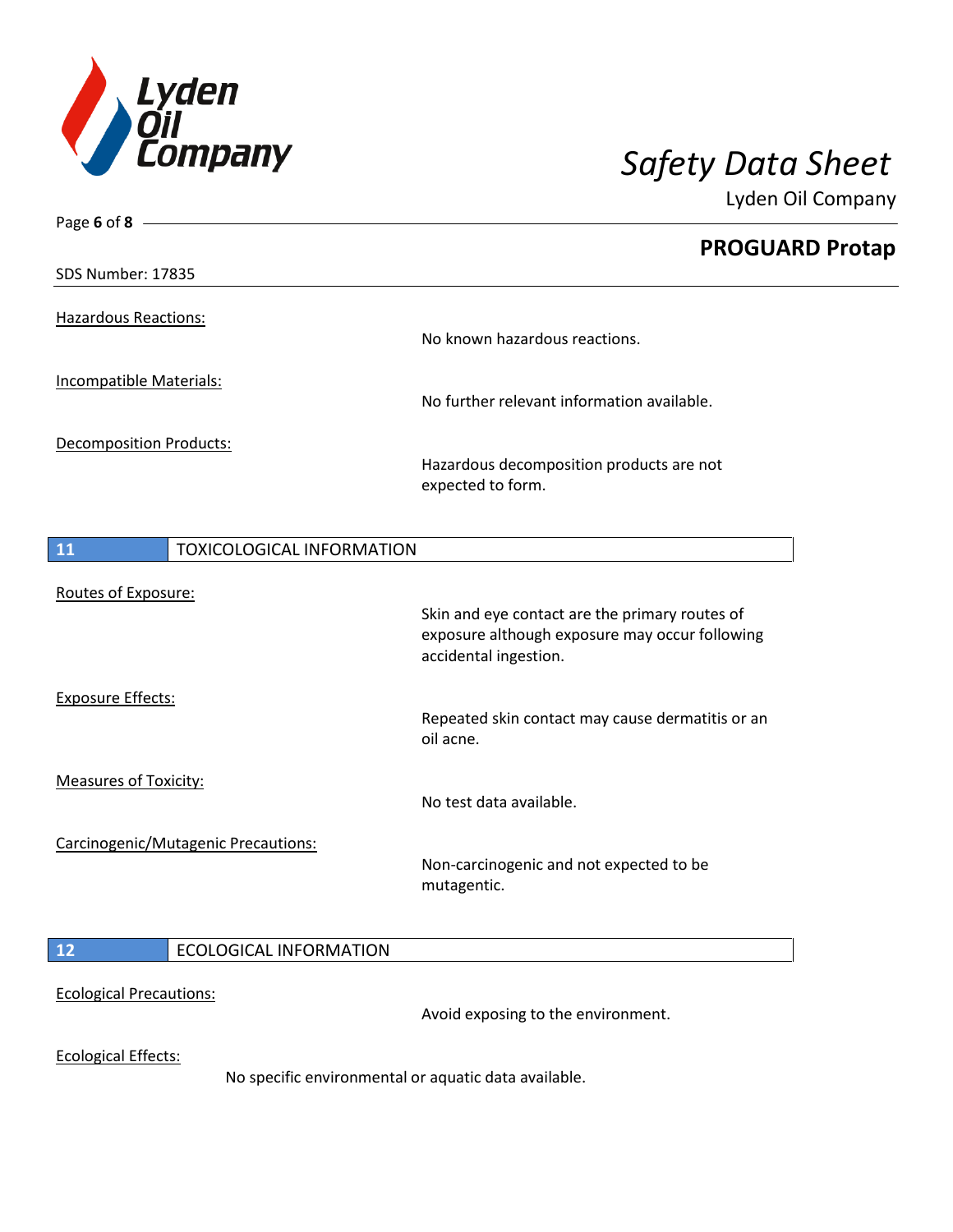Hazardous Reactions:

No known hazardous reactions.

Incompatible Materials:

No further relevant information available.

Decomposition Products:

Hazardous decomposition products are not expected to form.

## 11 TOXICOLOGICAL INFORMATION

Routes of Exposure:

Skin and eye contact are the primary routes of exposure although exposure may occur following accidental ingestion.

Exposure Effects:

Repeated skin contact may cause dermatitis or an oil acne.

Measures of Toxicity:

No test data available.

Carcinogenic/Mutagenic Precautions:

Non-carcinogenic and not expected to be mutagentic.

## 12 ECOLOGICAL INFORMATION

Ecological Precautions:

Avoid exposing to the environment.

Ecological Effects:

No specific environmental or aquatic data available.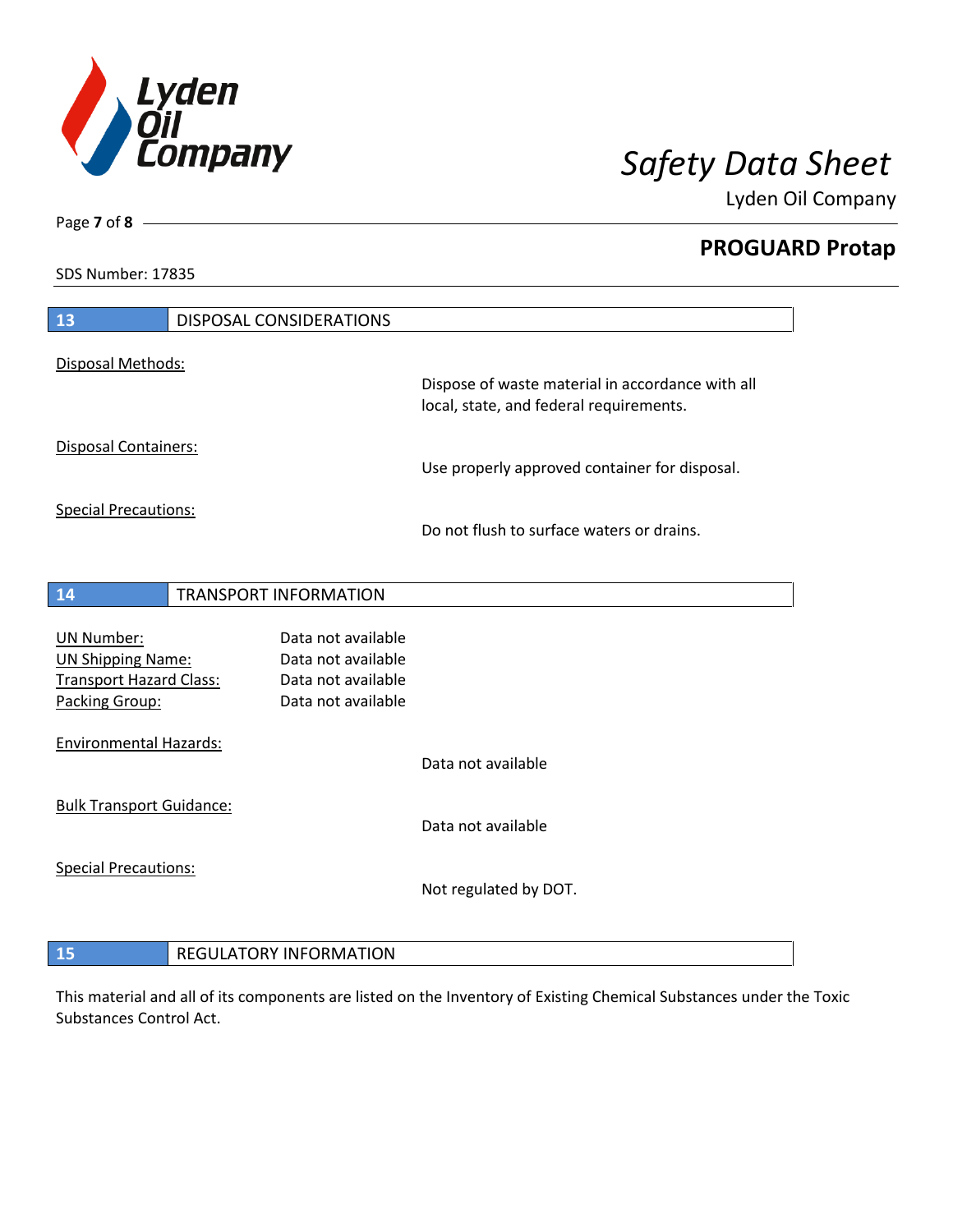## 13 DISPOSAL CONSIDERATIONS

Disposal Methods:

Dispose of waste material in accordance with all local, state, and federal requirements.

Disposal Containers:

Use properly approved container for disposal.

Special Precautions:

Do not flush to surface waters or drains.

## 14 TRANSPORT INFORMATION

| | |
|---|---|
| UN Number: | Data not available |
| UN Shipping Name: | Data not available |
| Transport Hazard Class: | Data not available |
| Packing Group: | Data not available |

Environmental Hazards:

Data not available

Bulk Transport Guidance:

Data not available

Special Precautions:

Not regulated by DOT.

## 15 REGULATORY INFORMATION

This material and all of its components are listed on the Inventory of Existing Chemical Substances under the Toxic Substances Control Act.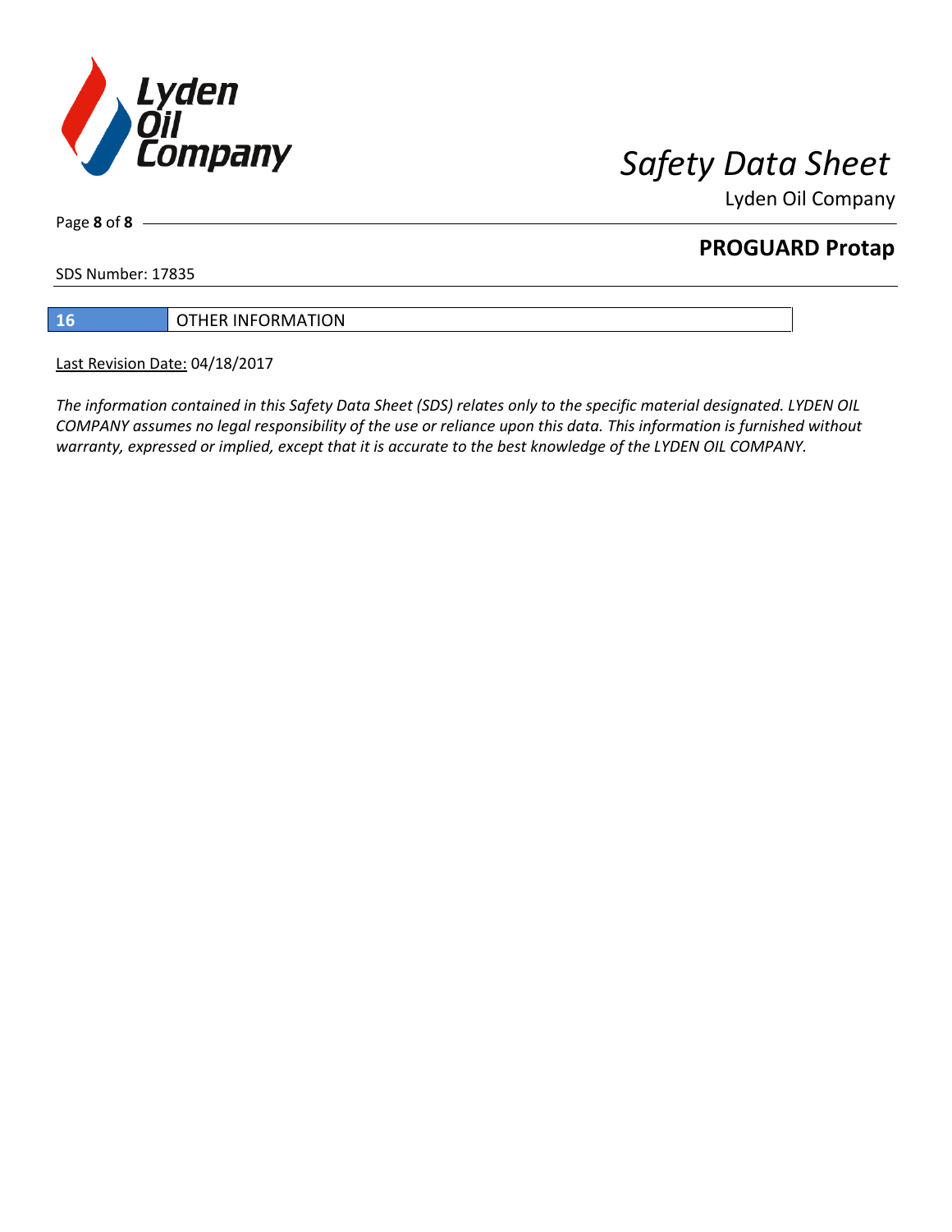## 16 OTHER INFORMATION

Last Revision Date: 04/18/2017

*The information contained in this Safety Data Sheet (SDS) relates only to the specific material designated. LYDEN OIL COMPANY assumes no legal responsibility of the use or reliance upon this data. This information is furnished without warranty, expressed or implied, except that it is accurate to the best knowledge of the LYDEN OIL COMPANY.*